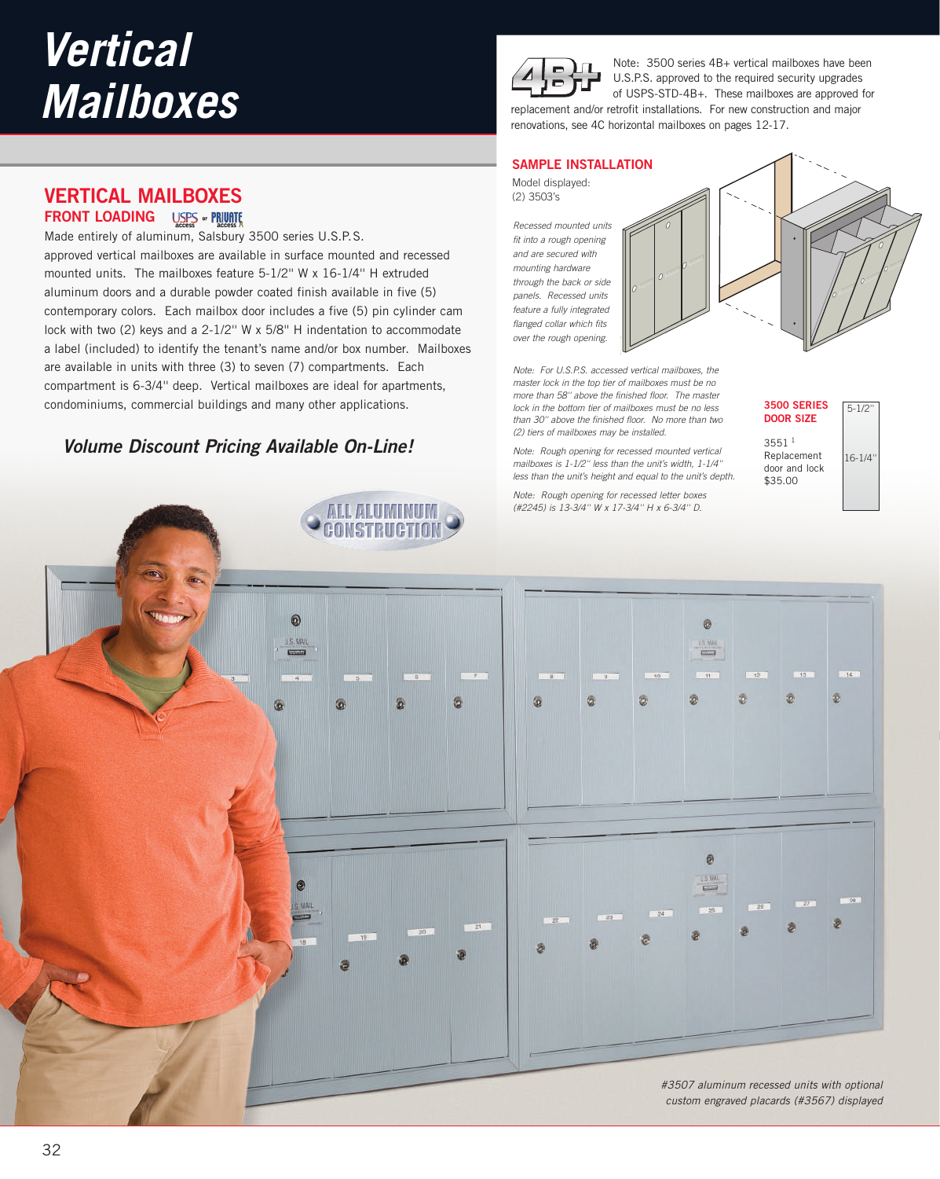# Vertical Mailboxes

## VERTICAL MAILBOXES

### FRONT LOADING

USPS access or PRIVATE access

Made entirely of aluminum, Salsbury 3500 series U.S.P.S. approved vertical mailboxes are available in surface mounted and recessed mounted units. The mailboxes feature 5-1/2" W x 16-1/4" H extruded aluminum doors and a durable powder coated finish available in five (5) contemporary colors. Each mailbox door includes a five (5) pin cylinder cam lock with two (2) keys and a 2-1/2" W x 5/8" H indentation to accommodate a label (included) to identify the tenant's name and/or box number. Mailboxes are available in units with three (3) to seven (7) compartments. Each compartment is 6-3/4" deep. Vertical mailboxes are ideal for apartments, condominiums, commercial buildings and many other applications.

***Volume Discount Pricing Available On-Line!***

ALL ALUMINUM CONSTRUCTION

4B+

Note: 3500 series 4B+ vertical mailboxes have been U.S.P.S. approved to the required security upgrades of USPS-STD-4B+. These mailboxes are approved for replacement and/or retrofit installations. For new construction and major renovations, see 4C horizontal mailboxes on pages 12-17.

### SAMPLE INSTALLATION

Model displayed:
(2) 3503's

*Recessed mounted units fit into a rough opening and are secured with mounting hardware through the back or side panels. Recessed units feature a fully integrated flanged collar which fits over the rough opening.*

*Note: For U.S.P.S. accessed vertical mailboxes, the master lock in the top tier of mailboxes must be no more than 58" above the finished floor. The master lock in the bottom tier of mailboxes must be no less than 30" above the finished floor. No more than two (2) tiers of mailboxes may be installed.*

*Note: Rough opening for recessed mounted vertical mailboxes is 1-1/2" less than the unit's width, 1-1/4" less than the unit's height and equal to the unit's depth.*

*Note: Rough opening for recessed letter boxes (#2245) is 13-3/4" W x 17-3/4" H x 6-3/4" D.*

### 3500 SERIES DOOR SIZE

3551[1]
Replacement door and lock
$35.00

5-1/2"
16-1/4"

*#3507 aluminum recessed units with optional custom engraved placards (#3567) displayed*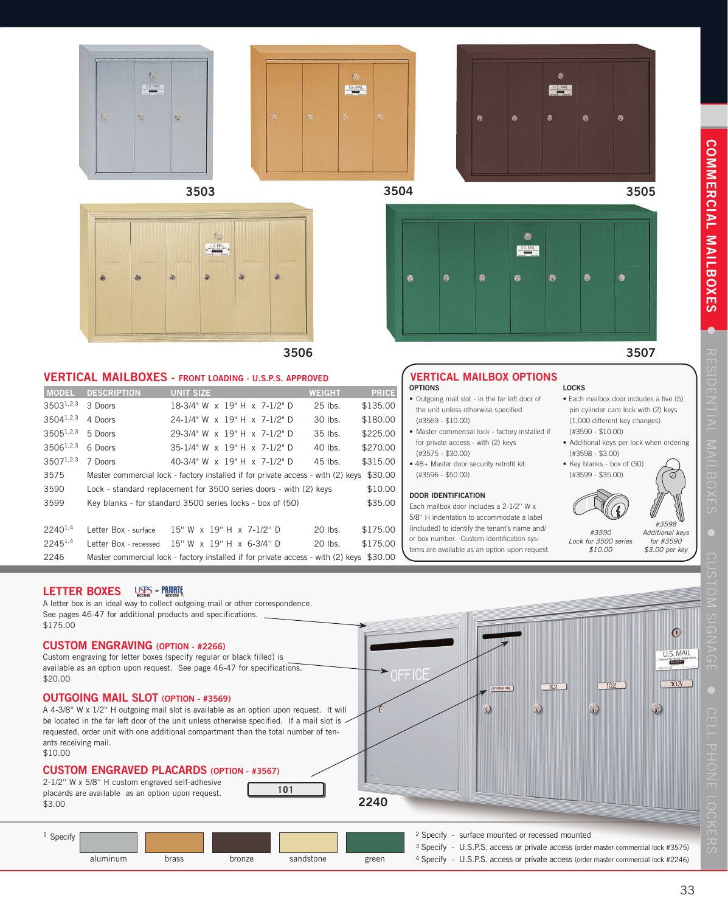3503

3504

3505

3506

3507

## VERTICAL MAILBOXES - FRONT LOADING - U.S.P.S. APPROVED

| MODEL | DESCRIPTION | UNIT SIZE | WEIGHT | PRICE |
|---|---|---|---|---|
| 3503[1,2,3] | 3 Doors | 18-3/4" W x 19" H x 7-1/2" D | 25 lbs. | $135.00 |
| 3504[1,2,3] | 4 Doors | 24-1/4" W x 19" H x 7-1/2" D | 30 lbs. | $180.00 |
| 3505[1,2,3] | 5 Doors | 29-3/4" W x 19" H x 7-1/2" D | 35 lbs. | $225.00 |
| 3506[1,2,3] | 6 Doors | 35-1/4" W x 19" H x 7-1/2" D | 40 lbs. | $270.00 |
| 3507[1,2,3] | 7 Doors | 40-3/4" W x 19" H x 7-1/2" D | 45 lbs. | $315.00 |
| 3575 | Master commercial lock - factory installed if for private access - with (2) keys | | | $30.00 |
| 3590 | Lock - standard replacement for 3500 series doors - with (2) keys | | | $10.00 |
| 3599 | Key blanks - for standard 3500 series locks - box of (50) | | | $35.00 |
| 2240[1,4] | Letter Box - surface | 15" W x 19" H x 7-1/2" D | 20 lbs. | $175.00 |
| 2245[1,4] | Letter Box - recessed | 15" W x 19" H x 6-3/4" D | 20 lbs. | $175.00 |
| 2246 | Master commercial lock - factory installed if for private access - with (2) keys | | | $30.00 |

## VERTICAL MAILBOX OPTIONS

### OPTIONS

- Outgoing mail slot - in the far left door of the unit unless otherwise specified (#3569 - $10.00)
- Master commercial lock - factory installed if for private access - with (2) keys (#3575 - $30.00)
- 4B+ Master door security retrofit kit (#3596 - $50.00)

### DOOR IDENTIFICATION

Each mailbox door includes a 2-1/2" W x 5/8" H indentation to accommodate a label (included) to identify the tenant's name and/or box number. Custom identification systems are available as an option upon request.

### LOCKS

- Each mailbox door includes a five (5) pin cylinder cam lock with (2) keys (1,000 different key changes). (#3590 - $10.00)
- Additional keys per lock when ordering (#3598 - $3.00)
- Key blanks - box of (50) (#3599 - $35.00)

*#3590*
*Lock for 3500 series*
*$10.00*

*#3598*
*Additional keys for #3590*
*$3.00 per key*

## LETTER BOXES

USPS access or PRIVATE access

A letter box is an ideal way to collect outgoing mail or other correspondence. See pages 46-47 for additional products and specifications.
$175.00

## CUSTOM ENGRAVING (OPTION - #2266)

Custom engraving for letter boxes (specify regular or black filled) is available as an option upon request. See page 46-47 for specifications.
$20.00

## OUTGOING MAIL SLOT (OPTION - #3569)

A 4-3/8" W x 1/2" H outgoing mail slot is available as an option upon request. It will be located in the far left door of the unit unless otherwise specified. If a mail slot is requested, order unit with one additional compartment than the total number of tenants receiving mail.
$10.00

## CUSTOM ENGRAVED PLACARDS (OPTION - #3567)

2-1/2" W x 5/8" H custom engraved self-adhesive placards are available as an option upon request.
$3.00

101

2240

[1] Specify: aluminum, brass, bronze, sandstone, green

[2] Specify - surface mounted or recessed mounted
[3] Specify - U.S.P.S. access or private access (order master commercial lock #3575)
[4] Specify - U.S.P.S. access or private access (order master commercial lock #2246)